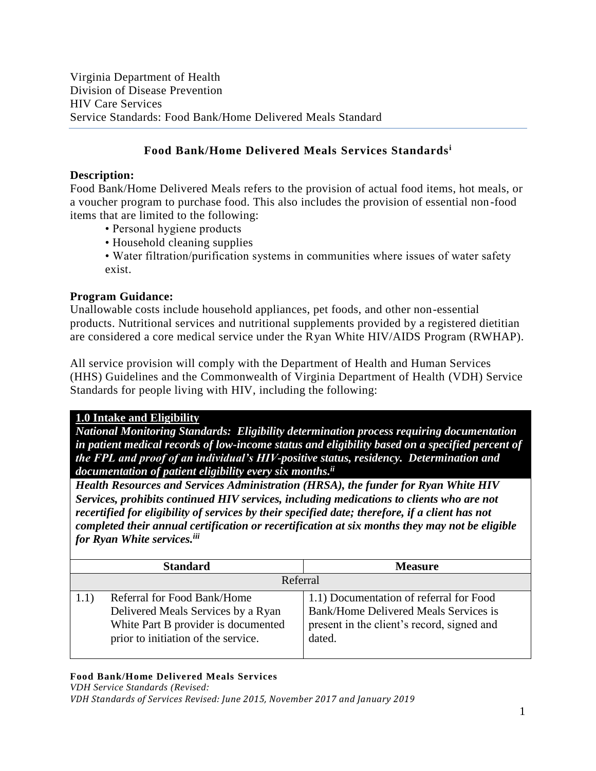Virginia Department of Health
Division of Disease Prevention
HIV Care Services
Service Standards: Food Bank/Home Delivered Meals Standard

## Food Bank/Home Delivered Meals Services Standards[i]

**Description:**
Food Bank/Home Delivered Meals refers to the provision of actual food items, hot meals, or a voucher program to purchase food. This also includes the provision of essential non-food items that are limited to the following:

- Personal hygiene products
- Household cleaning supplies
- Water filtration/purification systems in communities where issues of water safety exist.

**Program Guidance:**
Unallowable costs include household appliances, pet foods, and other non-essential products. Nutritional services and nutritional supplements provided by a registered dietitian are considered a core medical service under the Ryan White HIV/AIDS Program (RWHAP).

All service provision will comply with the Department of Health and Human Services (HHS) Guidelines and the Commonwealth of Virginia Department of Health (VDH) Service Standards for people living with HIV, including the following:

**1.0 Intake and Eligibility**

***National Monitoring Standards: Eligibility determination process requiring documentation in patient medical records of low-income status and eligibility based on a specified percent of the FPL and proof of an individual's HIV-positive status, residency. Determination and documentation of patient eligibility every six months.[ii]***

***Health Resources and Services Administration (HRSA), the funder for Ryan White HIV Services, prohibits continued HIV services, including medications to clients who are not recertified for eligibility of services by their specified date; therefore, if a client has not completed their annual certification or recertification at six months they may not be eligible for Ryan White services.[iii]***

| Standard | Measure |
|---|---|
| Referral | |
| 1.1) Referral for Food Bank/Home Delivered Meals Services by a Ryan White Part B provider is documented prior to initiation of the service. | 1.1) Documentation of referral for Food Bank/Home Delivered Meals Services is present in the client's record, signed and dated. |

**Food Bank/Home Delivered Meals Services**
*VDH Service Standards (Revised:*
*VDH Standards of Services Revised: June 2015, November 2017 and January 2019*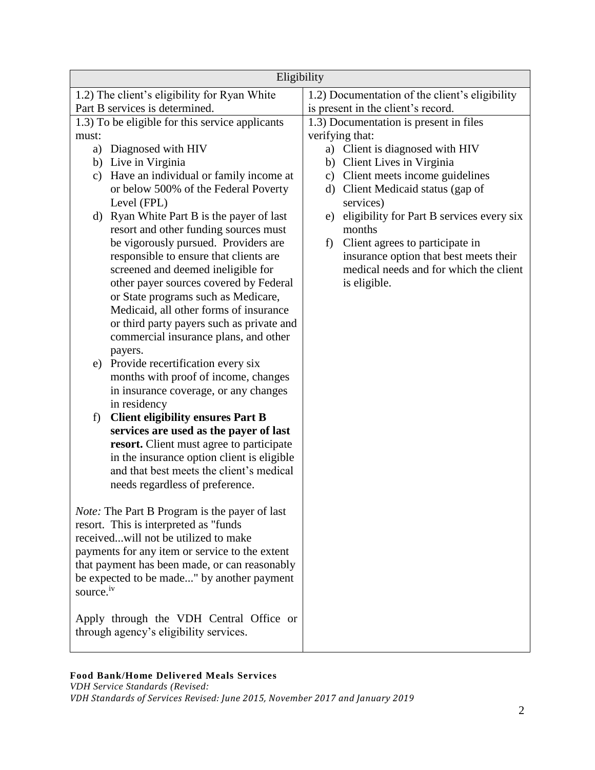| Eligibility | |
|---|---|
| 1.2) The client's eligibility for Ryan White Part B services is determined. | 1.2) Documentation of the client's eligibility is present in the client's record. |
| 1.3) To be eligible for this service applicants must:<br>a) Diagnosed with HIV<br>b) Live in Virginia<br>c) Have an individual or family income at or below 500% of the Federal Poverty Level (FPL)<br>d) Ryan White Part B is the payer of last resort and other funding sources must be vigorously pursued. Providers are responsible to ensure that clients are screened and deemed ineligible for other payer sources covered by Federal or State programs such as Medicare, Medicaid, all other forms of insurance or third party payers such as private and commercial insurance plans, and other payers.<br>e) Provide recertification every six months with proof of income, changes in insurance coverage, or any changes in residency<br>f) **Client eligibility ensures Part B services are used as the payer of last resort.** Client must agree to participate in the insurance option client is eligible and that best meets the client's medical needs regardless of preference.<br><br>*Note:* The Part B Program is the payer of last resort. This is interpreted as "funds received...will not be utilized to make payments for any item or service to the extent that payment has been made, or can reasonably be expected to be made..." by another payment source.[iv]<br><br>Apply through the VDH Central Office or through agency's eligibility services. | 1.3) Documentation is present in files verifying that:<br>a) Client is diagnosed with HIV<br>b) Client Lives in Virginia<br>c) Client meets income guidelines<br>d) Client Medicaid status (gap of services)<br>e) eligibility for Part B services every six months<br>f) Client agrees to participate in insurance option that best meets their medical needs and for which the client is eligible. |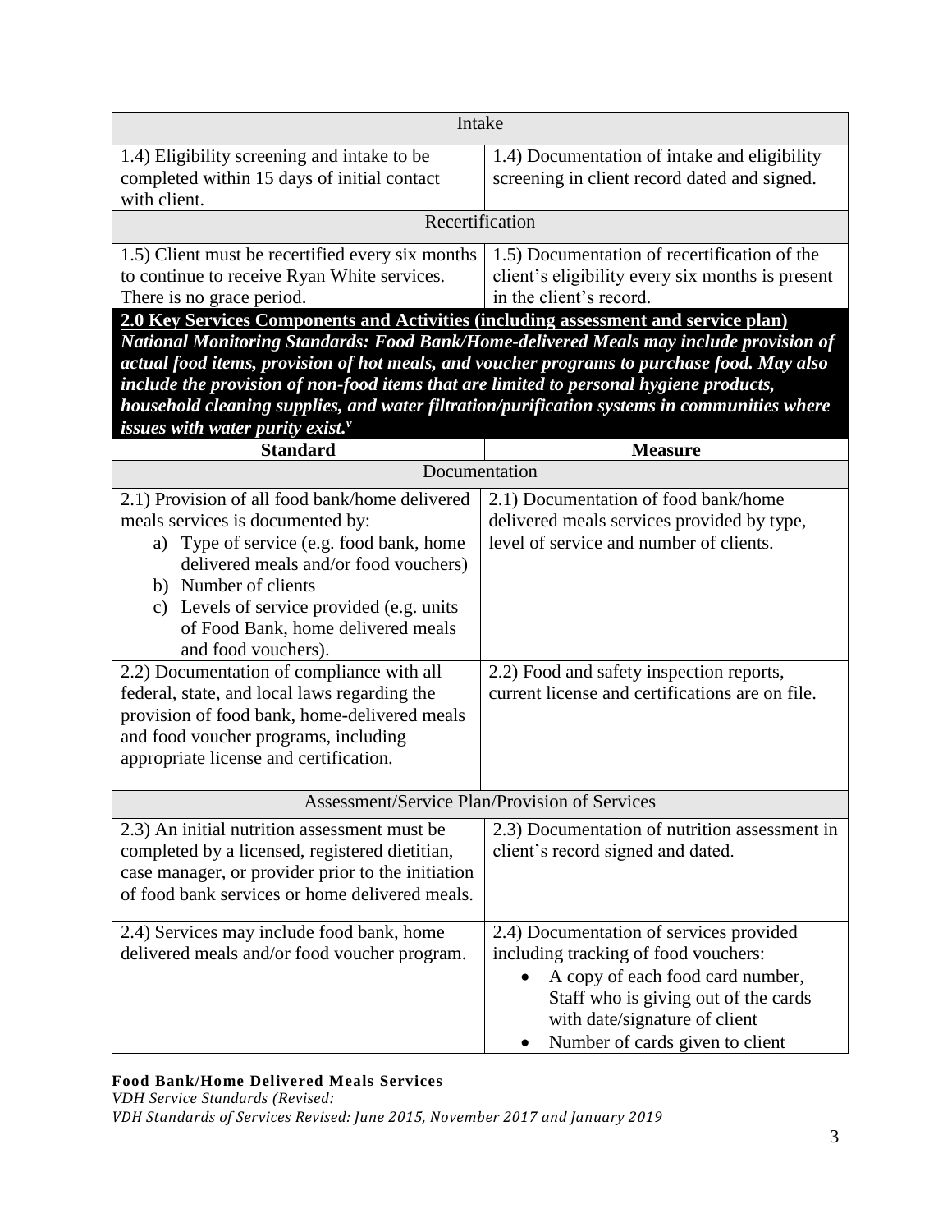| Intake | |
|---|---|
| 1.4) Eligibility screening and intake to be completed within 15 days of initial contact with client. | 1.4) Documentation of intake and eligibility screening in client record dated and signed. |
| Recertification | |
| 1.5) Client must be recertified every six months to continue to receive Ryan White services. There is no grace period. | 1.5) Documentation of recertification of the client's eligibility every six months is present in the client's record. |

**2.0 Key Services Components and Activities (including assessment and service plan)**

***National Monitoring Standards: Food Bank/Home-delivered Meals may include provision of actual food items, provision of hot meals, and voucher programs to purchase food. May also include the provision of non-food items that are limited to personal hygiene products, household cleaning supplies, and water filtration/purification systems in communities where issues with water purity exist.[v]***

| Standard | Measure |
|---|---|
| Documentation | |
| 2.1) Provision of all food bank/home delivered meals services is documented by:<br>a) Type of service (e.g. food bank, home delivered meals and/or food vouchers)<br>b) Number of clients<br>c) Levels of service provided (e.g. units of Food Bank, home delivered meals and food vouchers). | 2.1) Documentation of food bank/home delivered meals services provided by type, level of service and number of clients. |
| 2.2) Documentation of compliance with all federal, state, and local laws regarding the provision of food bank, home-delivered meals and food voucher programs, including appropriate license and certification. | 2.2) Food and safety inspection reports, current license and certifications are on file. |
| Assessment/Service Plan/Provision of Services | |
| 2.3) An initial nutrition assessment must be completed by a licensed, registered dietitian, case manager, or provider prior to the initiation of food bank services or home delivered meals. | 2.3) Documentation of nutrition assessment in client's record signed and dated. |
| 2.4) Services may include food bank, home delivered meals and/or food voucher program. | 2.4) Documentation of services provided including tracking of food vouchers:<br>• A copy of each food card number, Staff who is giving out of the cards with date/signature of client<br>• Number of cards given to client |

**Food Bank/Home Delivered Meals Services**
*VDH Service Standards (Revised:*
*VDH Standards of Services Revised: June 2015, November 2017 and January 2019*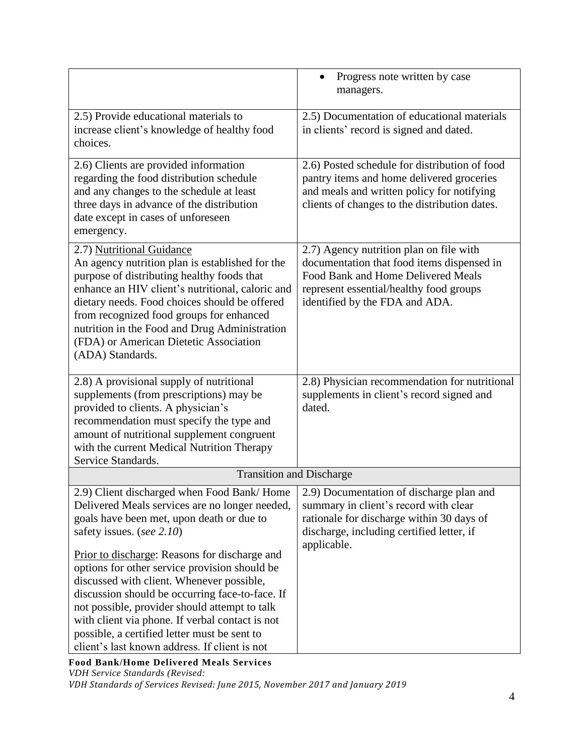| | |
|---|---|
| | • Progress note written by case managers. |
| 2.5) Provide educational materials to increase client's knowledge of healthy food choices. | 2.5) Documentation of educational materials in clients' record is signed and dated. |
| 2.6) Clients are provided information regarding the food distribution schedule and any changes to the schedule at least three days in advance of the distribution date except in cases of unforeseen emergency. | 2.6) Posted schedule for distribution of food pantry items and home delivered groceries and meals and written policy for notifying clients of changes to the distribution dates. |
| 2.7) <u>Nutritional Guidance</u><br>An agency nutrition plan is established for the purpose of distributing healthy foods that enhance an HIV client's nutritional, caloric and dietary needs. Food choices should be offered from recognized food groups for enhanced nutrition in the Food and Drug Administration (FDA) or American Dietetic Association (ADA) Standards. | 2.7) Agency nutrition plan on file with documentation that food items dispensed in Food Bank and Home Delivered Meals represent essential/healthy food groups identified by the FDA and ADA. |
| 2.8) A provisional supply of nutritional supplements (from prescriptions) may be provided to clients. A physician's recommendation must specify the type and amount of nutritional supplement congruent with the current Medical Nutrition Therapy Service Standards. | 2.8) Physician recommendation for nutritional supplements in client's record signed and dated. |
| **Transition and Discharge** | |
| 2.9) Client discharged when Food Bank/ Home Delivered Meals services are no longer needed, goals have been met, upon death or due to safety issues. (*see 2.10*)<br><br><u>Prior to discharge</u>: Reasons for discharge and options for other service provision should be discussed with client. Whenever possible, discussion should be occurring face-to-face. If not possible, provider should attempt to talk with client via phone. If verbal contact is not possible, a certified letter must be sent to client's last known address. If client is not | 2.9) Documentation of discharge plan and summary in client's record with clear rationale for discharge within 30 days of discharge, including certified letter, if applicable. |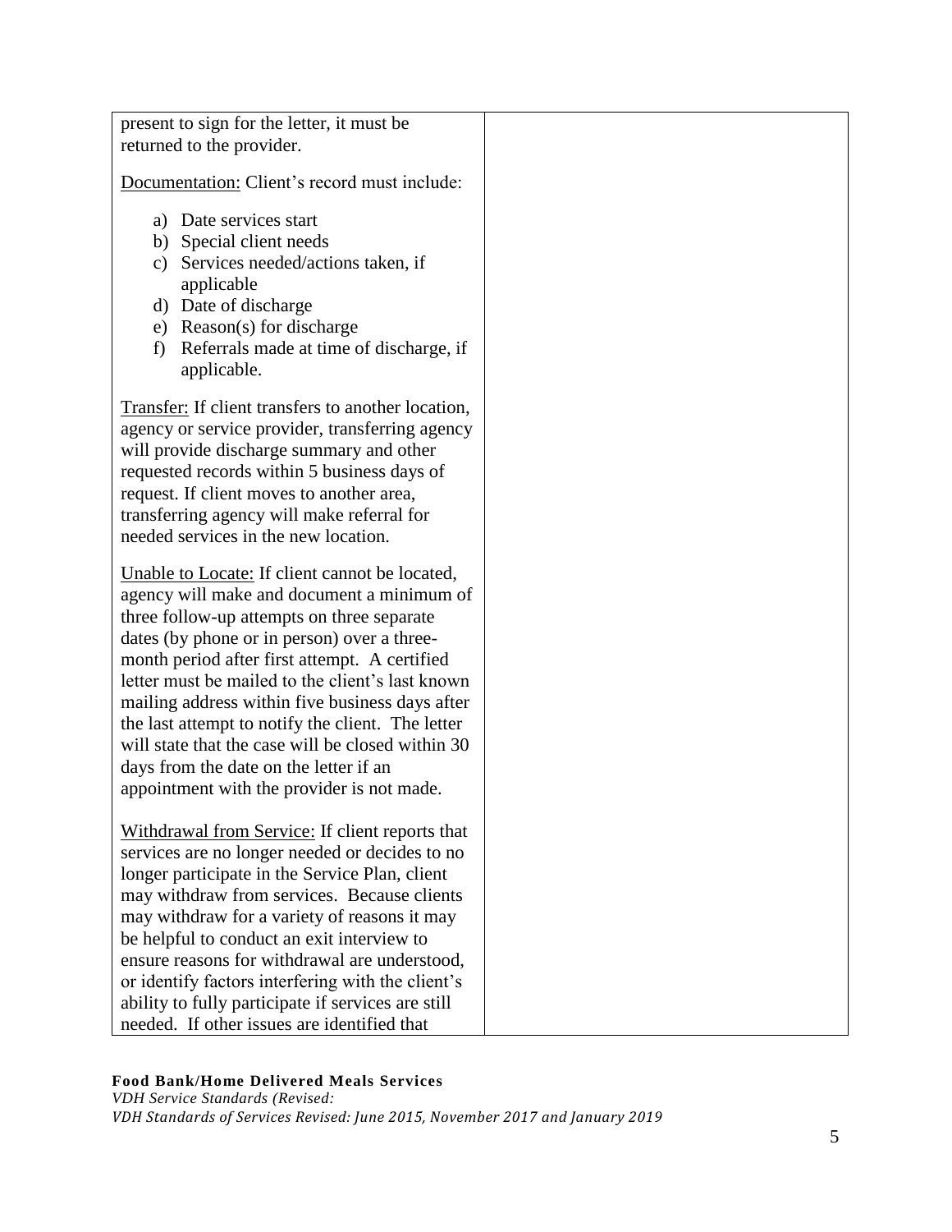| | |
|---|---|
| present to sign for the letter, it must be returned to the provider.<br><br><u>Documentation:</u> Client's record must include:<br><br>a) Date services start<br>b) Special client needs<br>c) Services needed/actions taken, if applicable<br>d) Date of discharge<br>e) Reason(s) for discharge<br>f) Referrals made at time of discharge, if applicable.<br><br><u>Transfer:</u> If client transfers to another location, agency or service provider, transferring agency will provide discharge summary and other requested records within 5 business days of request. If client moves to another area, transferring agency will make referral for needed services in the new location.<br><br><u>Unable to Locate:</u> If client cannot be located, agency will make and document a minimum of three follow-up attempts on three separate dates (by phone or in person) over a three-month period after first attempt. A certified letter must be mailed to the client's last known mailing address within five business days after the last attempt to notify the client. The letter will state that the case will be closed within 30 days from the date on the letter if an appointment with the provider is not made.<br><br><u>Withdrawal from Service:</u> If client reports that services are no longer needed or decides to no longer participate in the Service Plan, client may withdraw from services. Because clients may withdraw for a variety of reasons it may be helpful to conduct an exit interview to ensure reasons for withdrawal are understood, or identify factors interfering with the client's ability to fully participate if services are still needed. If other issues are identified that | |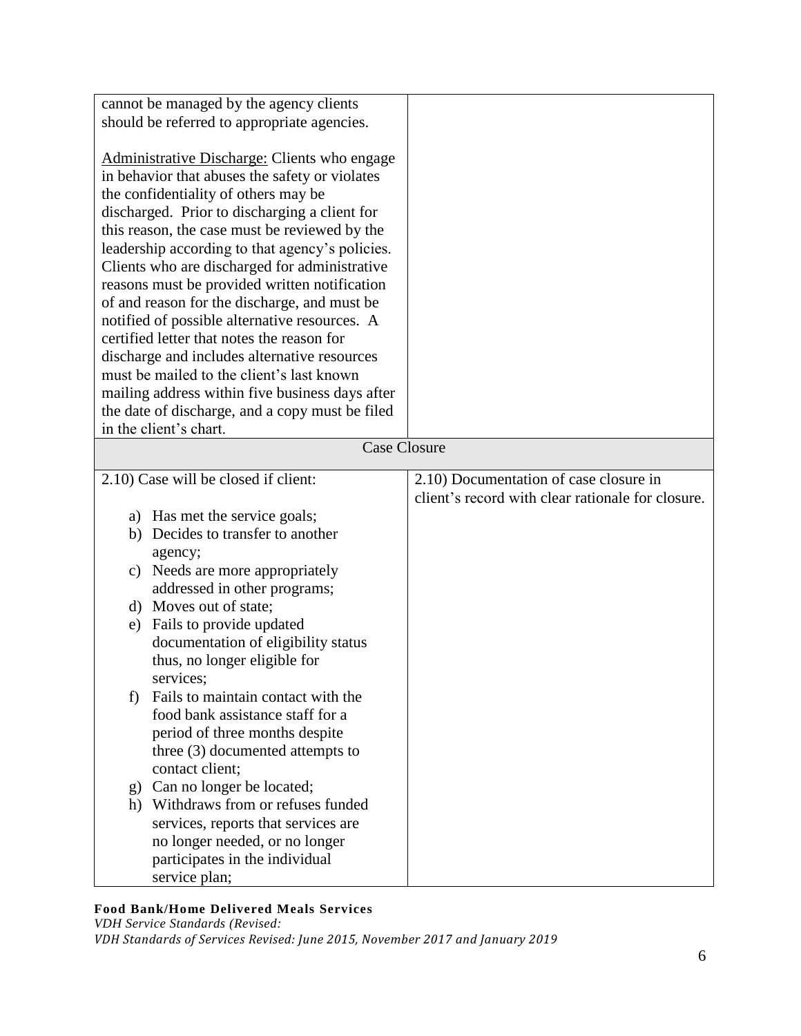| | |
|---|---|
| cannot be managed by the agency clients should be referred to appropriate agencies.<br><br>Administrative Discharge: Clients who engage in behavior that abuses the safety or violates the confidentiality of others may be discharged. Prior to discharging a client for this reason, the case must be reviewed by the leadership according to that agency's policies. Clients who are discharged for administrative reasons must be provided written notification of and reason for the discharge, and must be notified of possible alternative resources. A certified letter that notes the reason for discharge and includes alternative resources must be mailed to the client's last known mailing address within five business days after the date of discharge, and a copy must be filed in the client's chart. | |
| **Case Closure** | |
| 2.10) Case will be closed if client:<br><br>a) Has met the service goals;<br>b) Decides to transfer to another agency;<br>c) Needs are more appropriately addressed in other programs;<br>d) Moves out of state;<br>e) Fails to provide updated documentation of eligibility status thus, no longer eligible for services;<br>f) Fails to maintain contact with the food bank assistance staff for a period of three months despite three (3) documented attempts to contact client;<br>g) Can no longer be located;<br>h) Withdraws from or refuses funded services, reports that services are no longer needed, or no longer participates in the individual service plan; | 2.10) Documentation of case closure in client's record with clear rationale for closure. |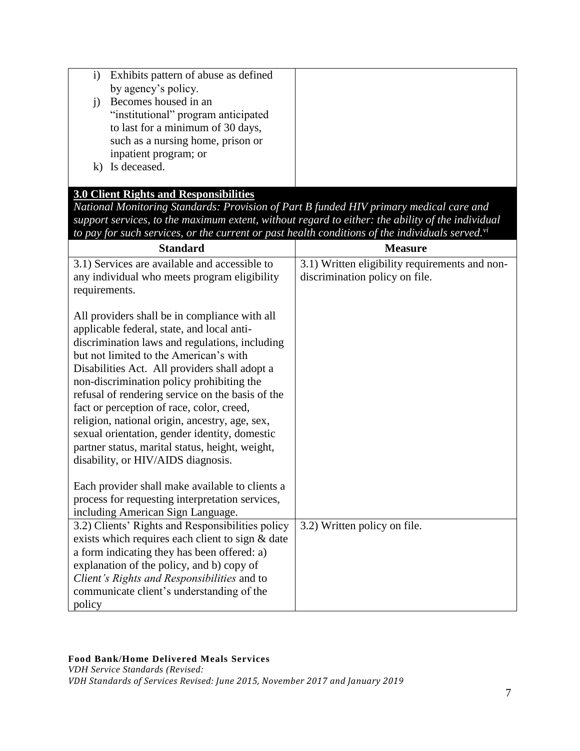| | |
|---|---|
| i) Exhibits pattern of abuse as defined by agency's policy.<br>j) Becomes housed in an "institutional" program anticipated to last for a minimum of 30 days, such as a nursing home, prison or inpatient program; or<br>k) Is deceased. | |

**3.0 Client Rights and Responsibilities**

*National Monitoring Standards: Provision of Part B funded HIV primary medical care and support services, to the maximum extent, without regard to either: the ability of the individual to pay for such services, or the current or past health conditions of the individuals served.*[vi]

| Standard | Measure |
|---|---|
| 3.1) Services are available and accessible to any individual who meets program eligibility requirements.<br><br>All providers shall be in compliance with all applicable federal, state, and local anti-discrimination laws and regulations, including but not limited to the American's with Disabilities Act. All providers shall adopt a non-discrimination policy prohibiting the refusal of rendering service on the basis of the fact or perception of race, color, creed, religion, national origin, ancestry, age, sex, sexual orientation, gender identity, domestic partner status, marital status, height, weight, disability, or HIV/AIDS diagnosis.<br><br>Each provider shall make available to clients a process for requesting interpretation services, including American Sign Language. | 3.1) Written eligibility requirements and non-discrimination policy on file. |
| 3.2) Clients' Rights and Responsibilities policy exists which requires each client to sign & date a form indicating they has been offered: a) explanation of the policy, and b) copy of *Client's Rights and Responsibilities* and to communicate client's understanding of the policy | 3.2) Written policy on file. |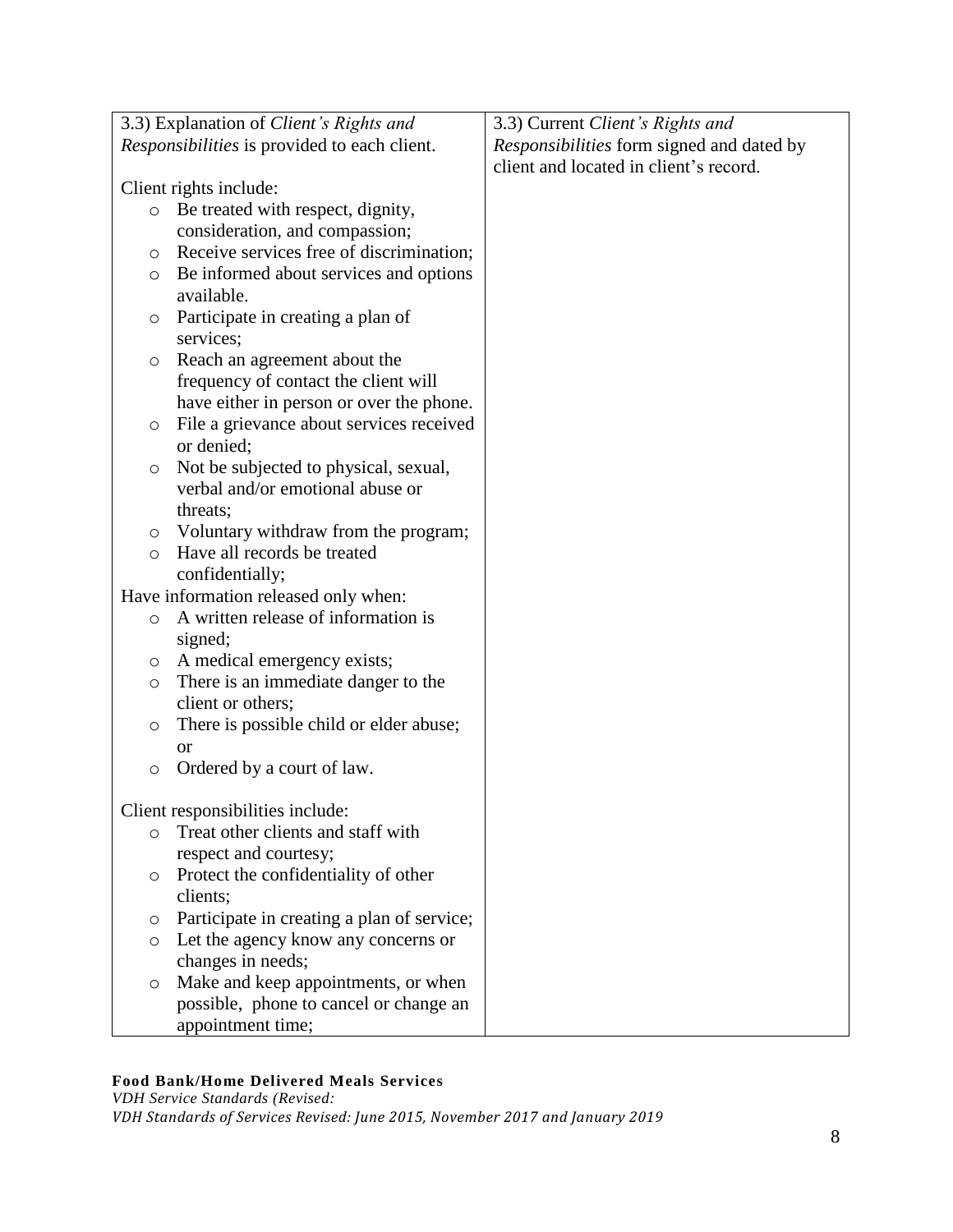| | |
|---|---|
| 3.3) Explanation of *Client's Rights and Responsibilities* is provided to each client.<br><br>Client rights include:<br>- Be treated with respect, dignity, consideration, and compassion;<br>- Receive services free of discrimination;<br>- Be informed about services and options available.<br>- Participate in creating a plan of services;<br>- Reach an agreement about the frequency of contact the client will have either in person or over the phone.<br>- File a grievance about services received or denied;<br>- Not be subjected to physical, sexual, verbal and/or emotional abuse or threats;<br>- Voluntary withdraw from the program;<br>- Have all records be treated confidentially;<br><br>Have information released only when:<br>- A written release of information is signed;<br>- A medical emergency exists;<br>- There is an immediate danger to the client or others;<br>- There is possible child or elder abuse; or<br>- Ordered by a court of law.<br><br>Client responsibilities include:<br>- Treat other clients and staff with respect and courtesy;<br>- Protect the confidentiality of other clients;<br>- Participate in creating a plan of service;<br>- Let the agency know any concerns or changes in needs;<br>- Make and keep appointments, or when possible, phone to cancel or change an appointment time; | 3.3) Current *Client's Rights and Responsibilities* form signed and dated by client and located in client's record. |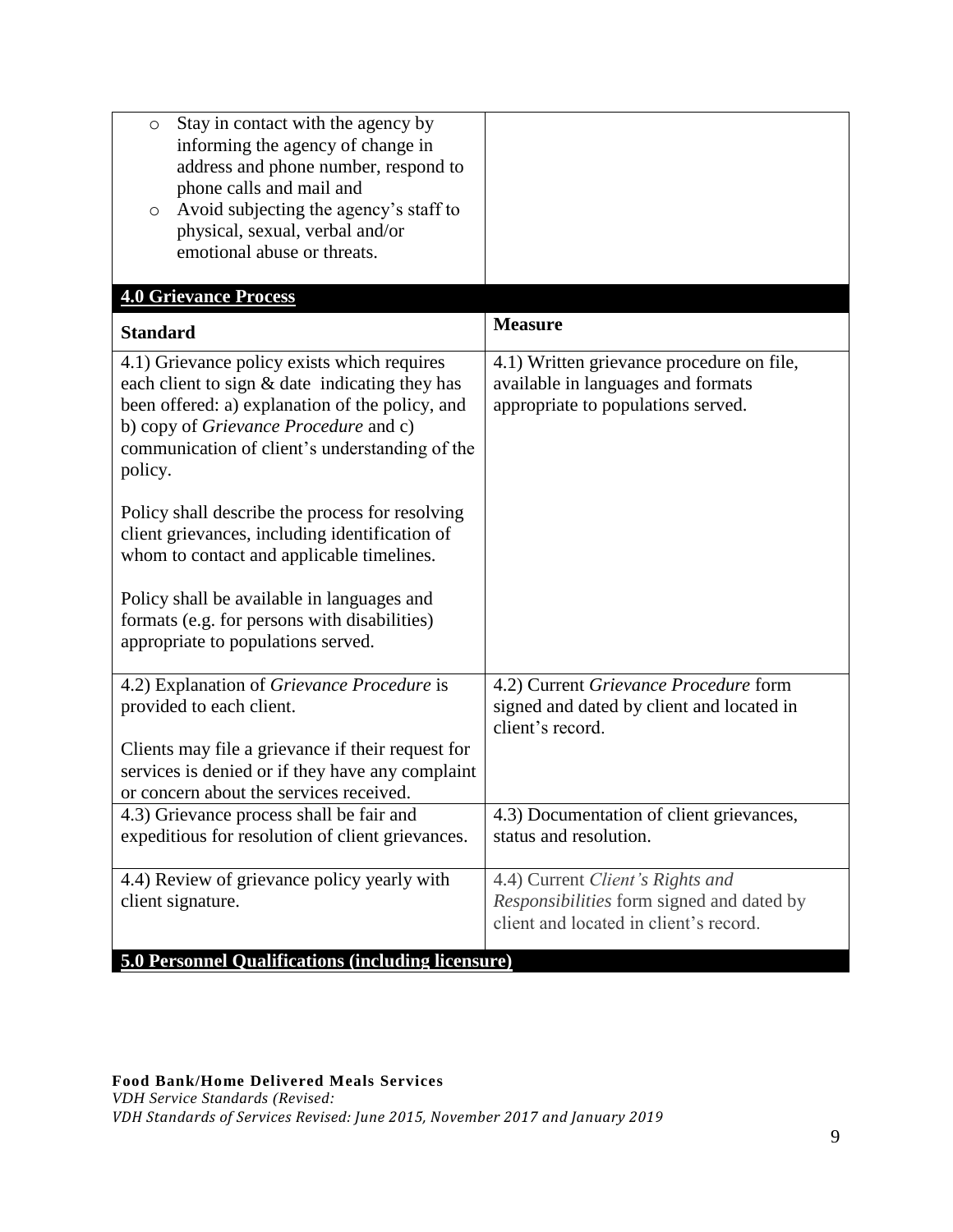| | |
|---|---|
| ○ Stay in contact with the agency by informing the agency of change in address and phone number, respond to phone calls and mail and<br>○ Avoid subjecting the agency's staff to physical, sexual, verbal and/or emotional abuse or threats. | |

**4.0 Grievance Process**

| Standard | Measure |
|---|---|
| 4.1) Grievance policy exists which requires each client to sign & date indicating they has been offered: a) explanation of the policy, and b) copy of *Grievance Procedure* and c) communication of client's understanding of the policy.<br><br>Policy shall describe the process for resolving client grievances, including identification of whom to contact and applicable timelines.<br><br>Policy shall be available in languages and formats (e.g. for persons with disabilities) appropriate to populations served. | 4.1) Written grievance procedure on file, available in languages and formats appropriate to populations served. |
| 4.2) Explanation of *Grievance Procedure* is provided to each client.<br><br>Clients may file a grievance if their request for services is denied or if they have any complaint or concern about the services received. | 4.2) Current *Grievance Procedure* form signed and dated by client and located in client's record. |
| 4.3) Grievance process shall be fair and expeditious for resolution of client grievances. | 4.3) Documentation of client grievances, status and resolution. |
| 4.4) Review of grievance policy yearly with client signature. | 4.4) Current *Client's Rights and Responsibilities* form signed and dated by client and located in client's record. |

**5.0 Personnel Qualifications (including licensure)**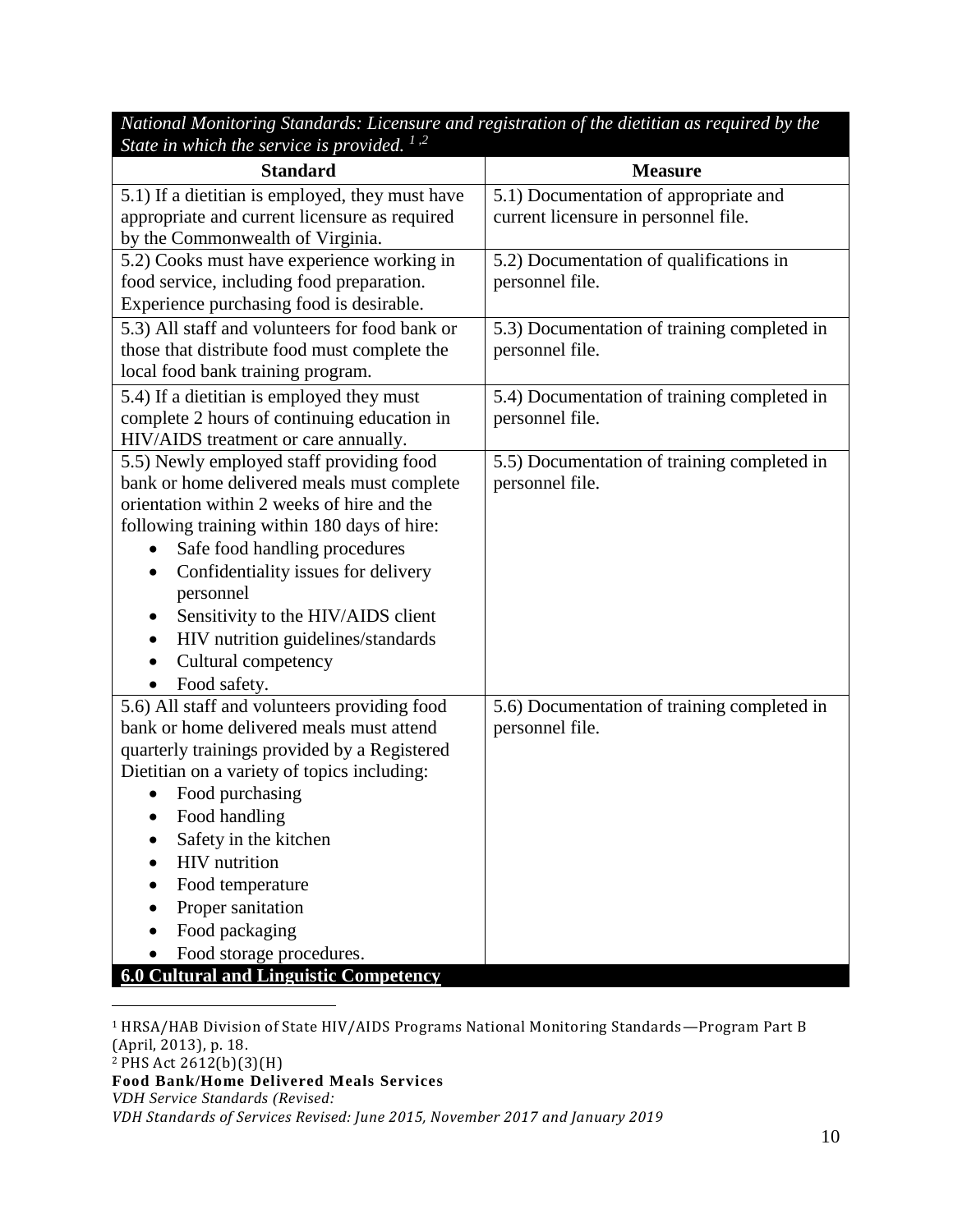*National Monitoring Standards: Licensure and registration of the dietitian as required by the State in which the service is provided.* [1,2]

| Standard | Measure |
|---|---|
| 5.1) If a dietitian is employed, they must have appropriate and current licensure as required by the Commonwealth of Virginia. | 5.1) Documentation of appropriate and current licensure in personnel file. |
| 5.2) Cooks must have experience working in food service, including food preparation. Experience purchasing food is desirable. | 5.2) Documentation of qualifications in personnel file. |
| 5.3) All staff and volunteers for food bank or those that distribute food must complete the local food bank training program. | 5.3) Documentation of training completed in personnel file. |
| 5.4) If a dietitian is employed they must complete 2 hours of continuing education in HIV/AIDS treatment or care annually. | 5.4) Documentation of training completed in personnel file. |
| 5.5) Newly employed staff providing food bank or home delivered meals must complete orientation within 2 weeks of hire and the following training within 180 days of hire:<br>• Safe food handling procedures<br>• Confidentiality issues for delivery personnel<br>• Sensitivity to the HIV/AIDS client<br>• HIV nutrition guidelines/standards<br>• Cultural competency<br>• Food safety. | 5.5) Documentation of training completed in personnel file. |
| 5.6) All staff and volunteers providing food bank or home delivered meals must attend quarterly trainings provided by a Registered Dietitian on a variety of topics including:<br>• Food purchasing<br>• Food handling<br>• Safety in the kitchen<br>• HIV nutrition<br>• Food temperature<br>• Proper sanitation<br>• Food packaging<br>• Food storage procedures. | 5.6) Documentation of training completed in personnel file. |

## 6.0 Cultural and Linguistic Competency

[1] HRSA/HAB Division of State HIV/AIDS Programs National Monitoring Standards—Program Part B (April, 2013), p. 18.

[2] PHS Act 2612(b)(3)(H)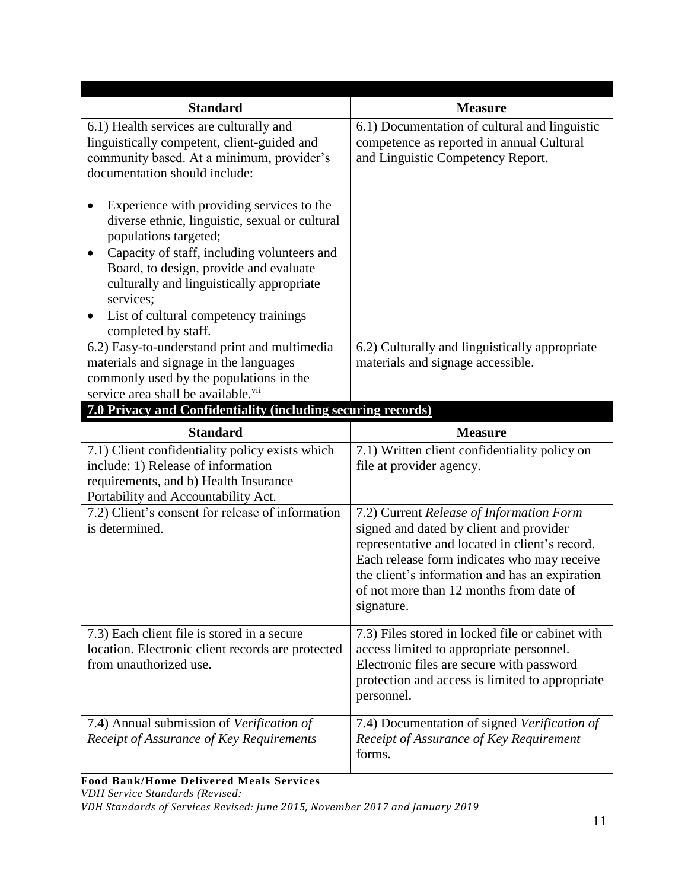| Standard | Measure |
|---|---|
| 6.1) Health services are culturally and linguistically competent, client-guided and community based. At a minimum, provider's documentation should include:<br><br>• Experience with providing services to the diverse ethnic, linguistic, sexual or cultural populations targeted;<br>• Capacity of staff, including volunteers and Board, to design, provide and evaluate culturally and linguistically appropriate services;<br>• List of cultural competency trainings completed by staff. | 6.1) Documentation of cultural and linguistic competence as reported in annual Cultural and Linguistic Competency Report. |
| 6.2) Easy-to-understand print and multimedia materials and signage in the languages commonly used by the populations in the service area shall be available.[vii] | 6.2) Culturally and linguistically appropriate materials and signage accessible. |

## 7.0 Privacy and Confidentiality (including securing records)

| Standard | Measure |
|---|---|
| 7.1) Client confidentiality policy exists which include: 1) Release of information requirements, and b) Health Insurance Portability and Accountability Act. | 7.1) Written client confidentiality policy on file at provider agency. |
| 7.2) Client's consent for release of information is determined. | 7.2) Current *Release of Information Form* signed and dated by client and provider representative and located in client's record. Each release form indicates who may receive the client's information and has an expiration of not more than 12 months from date of signature. |
| 7.3) Each client file is stored in a secure location. Electronic client records are protected from unauthorized use. | 7.3) Files stored in locked file or cabinet with access limited to appropriate personnel. Electronic files are secure with password protection and access is limited to appropriate personnel. |
| 7.4) Annual submission of *Verification of Receipt of Assurance of Key Requirements* | 7.4) Documentation of signed *Verification of Receipt of Assurance of Key Requirement* forms. |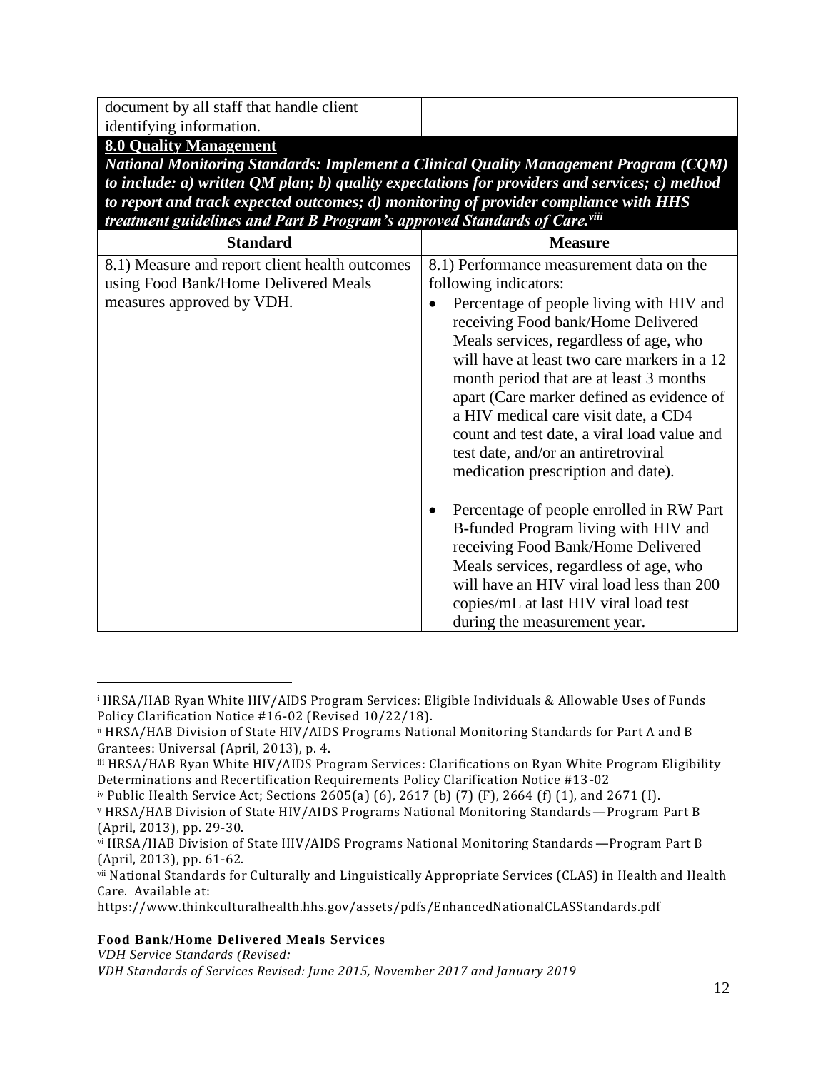| document by all staff that handle client identifying information. | |
|---|---|

**8.0 Quality Management**

***National Monitoring Standards: Implement a Clinical Quality Management Program (CQM) to include: a) written QM plan; b) quality expectations for providers and services; c) method to report and track expected outcomes; d) monitoring of provider compliance with HHS treatment guidelines and Part B Program's approved Standards of Care.[viii]***

| Standard | Measure |
|---|---|
| 8.1) Measure and report client health outcomes using Food Bank/Home Delivered Meals measures approved by VDH. | 8.1) Performance measurement data on the following indicators:<br>• Percentage of people living with HIV and receiving Food bank/Home Delivered Meals services, regardless of age, who will have at least two care markers in a 12 month period that are at least 3 months apart (Care marker defined as evidence of a HIV medical care visit date, a CD4 count and test date, a viral load value and test date, and/or an antiretroviral medication prescription and date).<br><br>• Percentage of people enrolled in RW Part B-funded Program living with HIV and receiving Food Bank/Home Delivered Meals services, regardless of age, who will have an HIV viral load less than 200 copies/mL at last HIV viral load test during the measurement year. |

---

[i] HRSA/HAB Ryan White HIV/AIDS Program Services: Eligible Individuals & Allowable Uses of Funds Policy Clarification Notice #16-02 (Revised 10/22/18).

[ii] HRSA/HAB Division of State HIV/AIDS Programs National Monitoring Standards for Part A and B Grantees: Universal (April, 2013), p. 4.

[iii] HRSA/HAB Ryan White HIV/AIDS Program Services: Clarifications on Ryan White Program Eligibility Determinations and Recertification Requirements Policy Clarification Notice #13-02

[iv] Public Health Service Act; Sections 2605(a) (6), 2617 (b) (7) (F), 2664 (f) (1), and 2671 (I).

[v] HRSA/HAB Division of State HIV/AIDS Programs National Monitoring Standards—Program Part B (April, 2013), pp. 29-30.

[vi] HRSA/HAB Division of State HIV/AIDS Programs National Monitoring Standards —Program Part B (April, 2013), pp. 61-62.

[vii] National Standards for Culturally and Linguistically Appropriate Services (CLAS) in Health and Health Care. Available at: https://www.thinkculturalhealth.hhs.gov/assets/pdfs/EnhancedNationalCLASStandards.pdf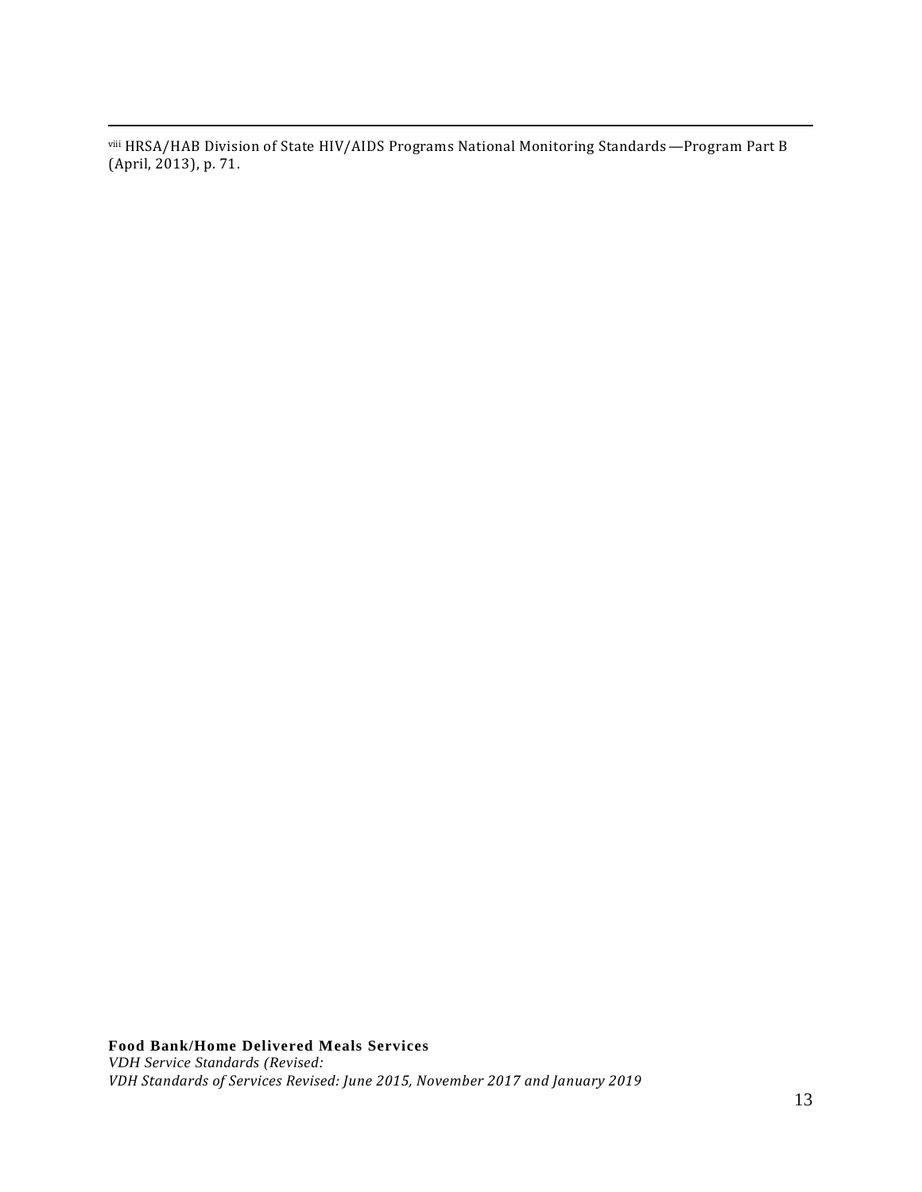[viii] HRSA/HAB Division of State HIV/AIDS Programs National Monitoring Standards —Program Part B (April, 2013), p. 71.